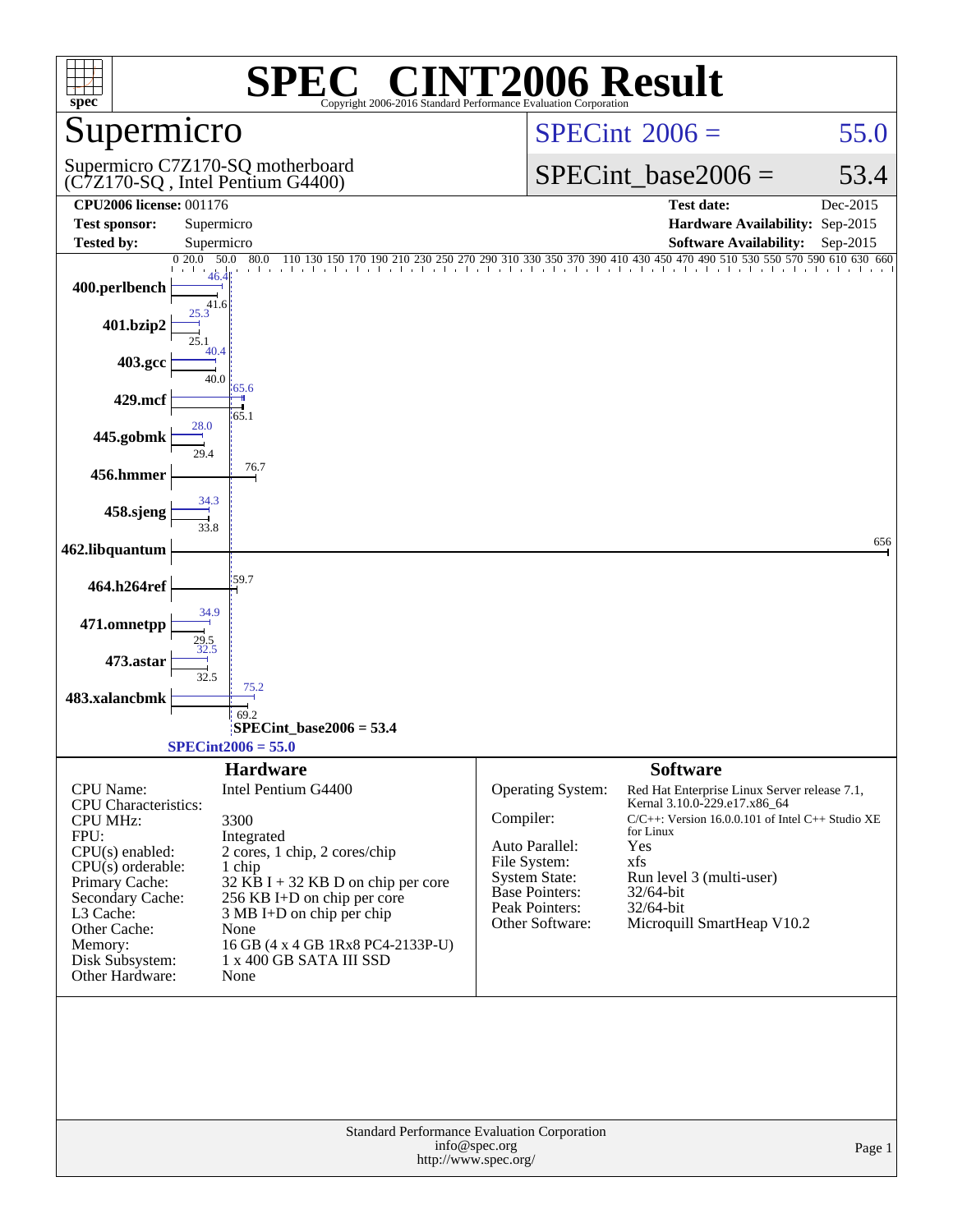# SPEC® CINT2006 Result

Copyright 2006-2016 Standard Performance Evaluation Corporation

## Supermicro

Supermicro C7Z170-SQ motherboard
(C7Z170-SQ , Intel Pentium G4400)

SPECint 2006 = 55.0

SPECint_base2006 = 53.4

| | | | |
|---|---|---|---|
| **CPU2006 license:** 001176 | | **Test date:** | Dec-2015 |
| **Test sponsor:** | Supermicro | **Hardware Availability:** | Sep-2015 |
| **Tested by:** | Supermicro | **Software Availability:** | Sep-2015 |

| Benchmark | Peak | Base |
|---|---|---|
| 400.perlbench | 46.4 | 41.6 |
| 401.bzip2 | 25.3 | 25.1 |
| 403.gcc | 40.4 | 40.0 |
| 429.mcf | 65.6 | 65.1 |
| 445.gobmk | 28.0 | 29.4 |
| 456.hmmer | 76.7 | |
| 458.sjeng | 34.3 | 33.8 |
| 462.libquantum | 656 | |
| 464.h264ref | 59.7 | |
| 471.omnetpp | 34.9 | 29.5 |
| 473.astar | 32.5 | 32.5 |
| 483.xalancbmk | 75.2 | 69.2 |

SPECint_base2006 = 53.4

SPECint2006 = 55.0

### Hardware

| | |
|---|---|
| CPU Name: | Intel Pentium G4400 |
| CPU Characteristics: | |
| CPU MHz: | 3300 |
| FPU: | Integrated |
| CPU(s) enabled: | 2 cores, 1 chip, 2 cores/chip |
| CPU(s) orderable: | 1 chip |
| Primary Cache: | 32 KB I + 32 KB D on chip per core |
| Secondary Cache: | 256 KB I+D on chip per core |
| L3 Cache: | 3 MB I+D on chip per chip |
| Other Cache: | None |
| Memory: | 16 GB (4 x 4 GB 1Rx8 PC4-2133P-U) |
| Disk Subsystem: | 1 x 400 GB SATA III SSD |
| Other Hardware: | None |

### Software

| | |
|---|---|
| Operating System: | Red Hat Enterprise Linux Server release 7.1, Kernal 3.10.0-229.e17.x86_64 |
| Compiler: | C/C++: Version 16.0.0.101 of Intel C++ Studio XE for Linux |
| Auto Parallel: | Yes |
| File System: | xfs |
| System State: | Run level 3 (multi-user) |
| Base Pointers: | 32/64-bit |
| Peak Pointers: | 32/64-bit |
| Other Software: | Microquill SmartHeap V10.2 |

Standard Performance Evaluation Corporation
info@spec.org
http://www.spec.org/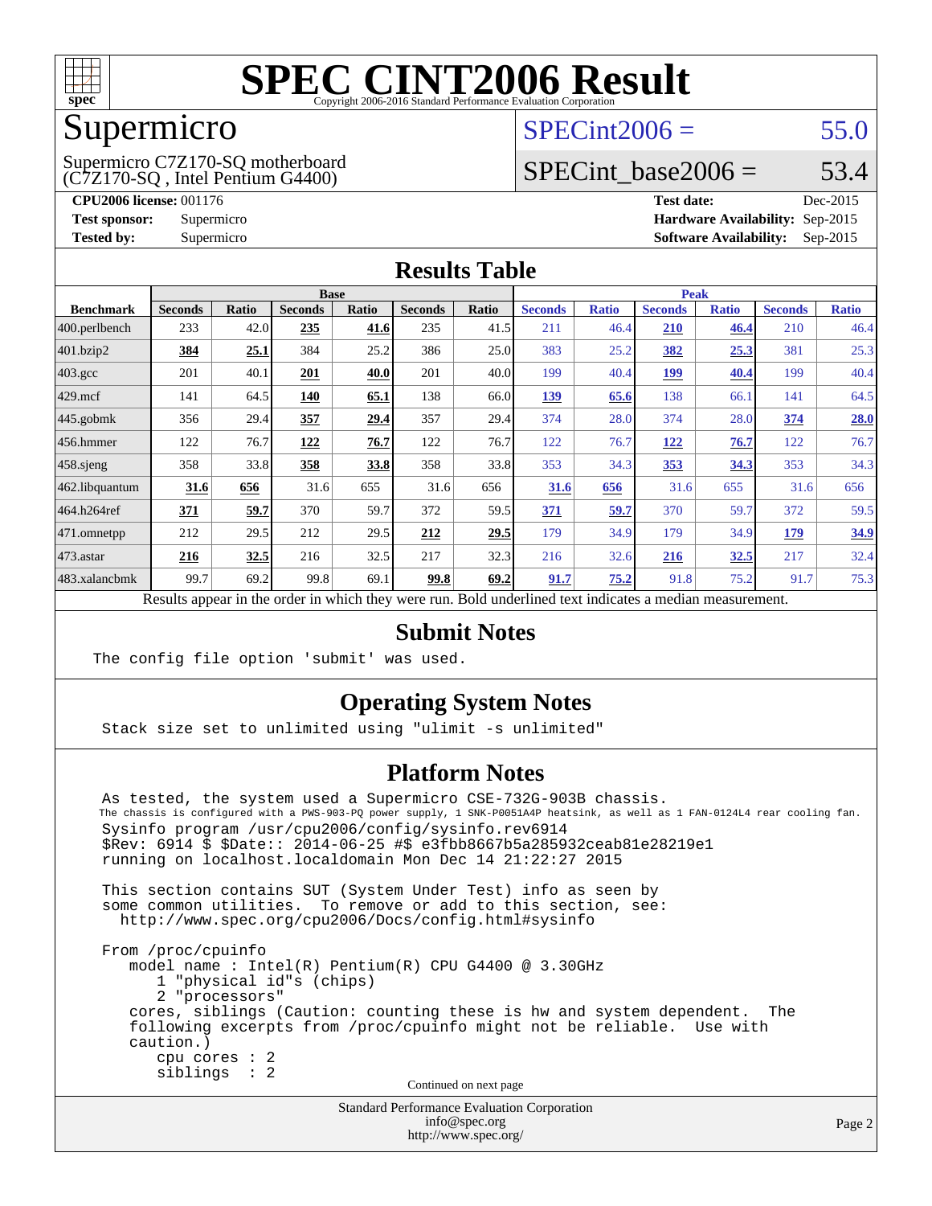# SPEC CINT2006 Result

Copyright 2006-2016 Standard Performance Evaluation Corporation

## Supermicro

Supermicro C7Z170-SQ motherboard
(C7Z170-SQ , Intel Pentium G4400)

SPECint2006 = 55.0

SPECint_base2006 = 53.4

**CPU2006 license:** 001176
**Test sponsor:** Supermicro
**Tested by:** Supermicro

**Test date:** Dec-2015
**Hardware Availability:** Sep-2015
**Software Availability:** Sep-2015

## Results Table

| Benchmark | Base | | | | | | Peak | | | | | |
|---|---|---|---|---|---|---|---|---|---|---|---|---|
| | Seconds | Ratio | Seconds | Ratio | Seconds | Ratio | Seconds | Ratio | Seconds | Ratio | Seconds | Ratio |
| 400.perlbench | 233 | 42.0 | **235** | **41.6** | 235 | 41.5 | 211 | 46.4 | **210** | **46.4** | 210 | 46.4 |
| 401.bzip2 | **384** | **25.1** | 384 | 25.2 | 386 | 25.0 | 383 | 25.2 | **382** | **25.3** | 381 | 25.3 |
| 403.gcc | 201 | 40.1 | **201** | **40.0** | 201 | 40.0 | 199 | 40.4 | **199** | **40.4** | 199 | 40.4 |
| 429.mcf | 141 | 64.5 | **140** | **65.1** | 138 | 66.0 | **139** | **65.6** | 138 | 66.1 | 141 | 64.5 |
| 445.gobmk | 356 | 29.4 | **357** | **29.4** | 357 | 29.4 | 374 | 28.0 | 374 | 28.0 | **374** | **28.0** |
| 456.hmmer | 122 | 76.7 | **122** | **76.7** | 122 | 76.7 | 122 | 76.7 | **122** | **76.7** | 122 | 76.7 |
| 458.sjeng | 358 | 33.8 | **358** | **33.8** | 358 | 33.8 | 353 | 34.3 | **353** | **34.3** | 353 | 34.3 |
| 462.libquantum | **31.6** | **656** | 31.6 | 655 | 31.6 | 656 | **31.6** | **656** | 31.6 | 655 | 31.6 | 656 |
| 464.h264ref | **371** | **59.7** | 370 | 59.7 | 372 | 59.5 | **371** | **59.7** | 370 | 59.7 | 372 | 59.5 |
| 471.omnetpp | 212 | 29.5 | 212 | 29.5 | **212** | **29.5** | 179 | 34.9 | 179 | 34.9 | **179** | **34.9** |
| 473.astar | **216** | **32.5** | 216 | 32.5 | 217 | 32.3 | 216 | 32.6 | **216** | **32.5** | 217 | 32.4 |
| 483.xalancbmk | 99.7 | 69.2 | 99.8 | 69.1 | **99.8** | **69.2** | **91.7** | **75.2** | 91.8 | 75.2 | 91.7 | 75.3 |

Results appear in the order in which they were run. Bold underlined text indicates a median measurement.

## Submit Notes

The config file option 'submit' was used.

## Operating System Notes

Stack size set to unlimited using "ulimit -s unlimited"

## Platform Notes

```
As tested, the system used a Supermicro CSE-732G-903B chassis.
The chassis is configured with a PWS-903-PQ power supply, 1 SNK-P0051A4P heatsink, as well as 1 FAN-0124L4 rear cooling fan.
Sysinfo program /usr/cpu2006/config/sysinfo.rev6914
$Rev: 6914 $ $Date:: 2014-06-25 #$ e3fbb8667b5a285932ceab81e28219e1
running on localhost.localdomain Mon Dec 14 21:22:27 2015

This section contains SUT (System Under Test) info as seen by
some common utilities.  To remove or add to this section, see:
  http://www.spec.org/cpu2006/Docs/config.html#sysinfo

From /proc/cpuinfo
   model name : Intel(R) Pentium(R) CPU G4400 @ 3.30GHz
      1 "physical id"s (chips)
      2 "processors"
   cores, siblings (Caution: counting these is hw and system dependent.  The
   following excerpts from /proc/cpuinfo might not be reliable.  Use with
   caution.)
      cpu cores : 2
      siblings  : 2
```

Continued on next page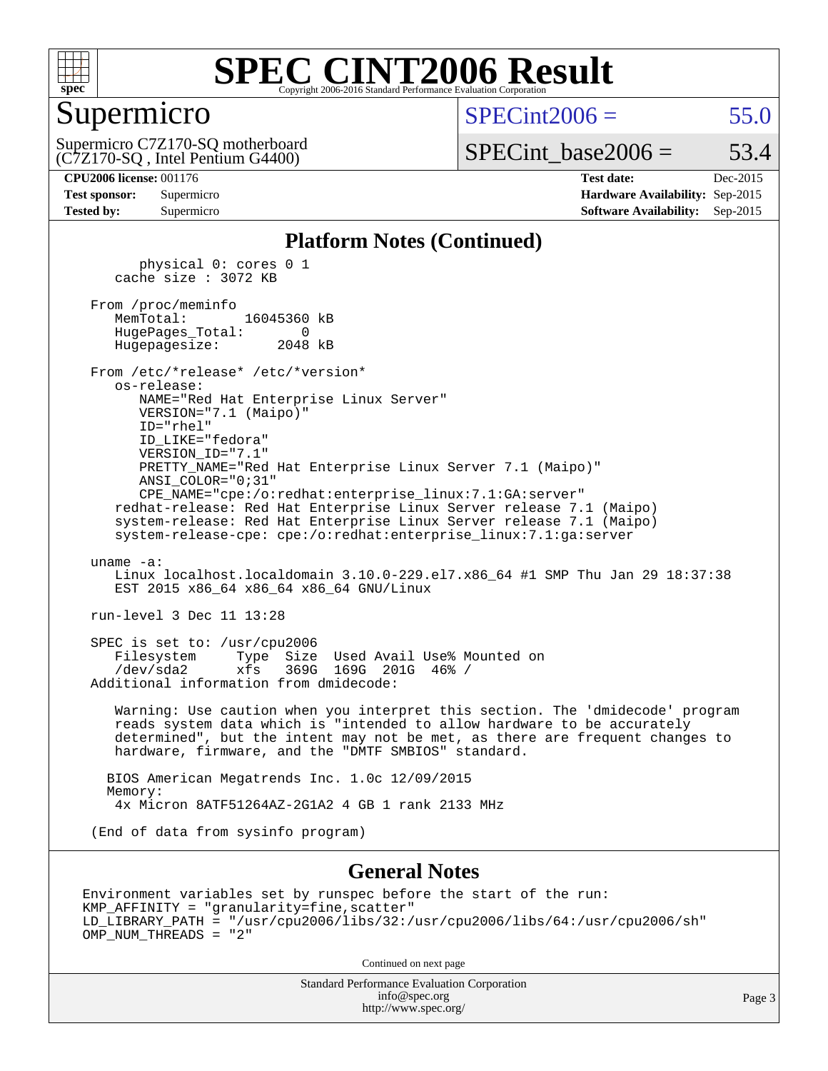# SPEC CINT2006 Result

## Supermicro

Supermicro C7Z170-SQ motherboard
(C7Z170-SQ , Intel Pentium G4400)

SPECint2006 = 55.0

SPECint_base2006 = 53.4

| | | | |
|---|---|---|---|
| **CPU2006 license:** 001176 | | **Test date:** | Dec-2015 |
| **Test sponsor:** | Supermicro | **Hardware Availability:** | Sep-2015 |
| **Tested by:** | Supermicro | **Software Availability:** | Sep-2015 |

### Platform Notes (Continued)

```
         physical 0: cores 0 1
      cache size : 3072 KB

   From /proc/meminfo
      MemTotal:       16045360 kB
      HugePages_Total:       0
      Hugepagesize:       2048 kB

   From /etc/*release* /etc/*version*
      os-release:
         NAME="Red Hat Enterprise Linux Server"
         VERSION="7.1 (Maipo)"
         ID="rhel"
         ID_LIKE="fedora"
         VERSION_ID="7.1"
         PRETTY_NAME="Red Hat Enterprise Linux Server 7.1 (Maipo)"
         ANSI_COLOR="0;31"
         CPE_NAME="cpe:/o:redhat:enterprise_linux:7.1:GA:server"
      redhat-release: Red Hat Enterprise Linux Server release 7.1 (Maipo)
      system-release: Red Hat Enterprise Linux Server release 7.1 (Maipo)
      system-release-cpe: cpe:/o:redhat:enterprise_linux:7.1:ga:server

   uname -a:
      Linux localhost.localdomain 3.10.0-229.el7.x86_64 #1 SMP Thu Jan 29 18:37:38
      EST 2015 x86_64 x86_64 x86_64 GNU/Linux

   run-level 3 Dec 11 13:28

   SPEC is set to: /usr/cpu2006
      Filesystem     Type  Size  Used Avail Use% Mounted on
      /dev/sda2      xfs   369G  169G  201G  46% /
   Additional information from dmidecode:

      Warning: Use caution when you interpret this section. The 'dmidecode' program
      reads system data which is "intended to allow hardware to be accurately
      determined", but the intent may not be met, as there are frequent changes to
      hardware, firmware, and the "DMTF SMBIOS" standard.

     BIOS American Megatrends Inc. 1.0c 12/09/2015
     Memory:
      4x Micron 8ATF51264AZ-2G1A2 4 GB 1 rank 2133 MHz

   (End of data from sysinfo program)
```

### General Notes

```
Environment variables set by runspec before the start of the run:
KMP_AFFINITY = "granularity=fine,scatter"
LD_LIBRARY_PATH = "/usr/cpu2006/libs/32:/usr/cpu2006/libs/64:/usr/cpu2006/sh"
OMP_NUM_THREADS = "2"
```

Continued on next page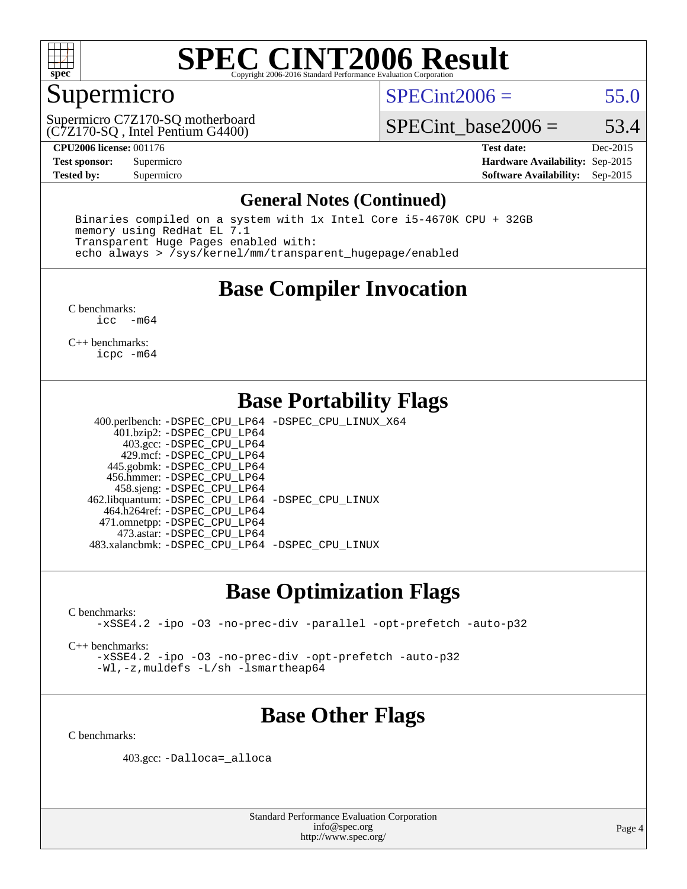# SPEC CINT2006 Result

Copyright 2006-2016 Standard Performance Evaluation Corporation

## Supermicro

Supermicro C7Z170-SQ motherboard (C7Z170-SQ , Intel Pentium G4400)

SPECint2006 = 55.0

SPECint_base2006 = 53.4

| | | | |
|---|---|---|---|
| **CPU2006 license:** 001176 | | **Test date:** | Dec-2015 |
| **Test sponsor:** | Supermicro | **Hardware Availability:** | Sep-2015 |
| **Tested by:** | Supermicro | **Software Availability:** | Sep-2015 |

## General Notes (Continued)

```
Binaries compiled on a system with 1x Intel Core i5-4670K CPU + 32GB
memory using RedHat EL 7.1
Transparent Huge Pages enabled with:
echo always > /sys/kernel/mm/transparent_hugepage/enabled
```

## Base Compiler Invocation

C benchmarks:
```
icc  -m64
```

C++ benchmarks:
```
icpc -m64
```

## Base Portability Flags

| | |
|---|---|
| 400.perlbench: | -DSPEC_CPU_LP64 -DSPEC_CPU_LINUX_X64 |
| 401.bzip2: | -DSPEC_CPU_LP64 |
| 403.gcc: | -DSPEC_CPU_LP64 |
| 429.mcf: | -DSPEC_CPU_LP64 |
| 445.gobmk: | -DSPEC_CPU_LP64 |
| 456.hmmer: | -DSPEC_CPU_LP64 |
| 458.sjeng: | -DSPEC_CPU_LP64 |
| 462.libquantum: | -DSPEC_CPU_LP64 -DSPEC_CPU_LINUX |
| 464.h264ref: | -DSPEC_CPU_LP64 |
| 471.omnetpp: | -DSPEC_CPU_LP64 |
| 473.astar: | -DSPEC_CPU_LP64 |
| 483.xalancbmk: | -DSPEC_CPU_LP64 -DSPEC_CPU_LINUX |

## Base Optimization Flags

C benchmarks:
```
-xSSE4.2 -ipo -O3 -no-prec-div -parallel -opt-prefetch -auto-p32
```

C++ benchmarks:
```
-xSSE4.2 -ipo -O3 -no-prec-div -opt-prefetch -auto-p32
-Wl,-z,muldefs -L/sh -lsmartheap64
```

## Base Other Flags

C benchmarks:

403.gcc: `-Dalloca=_alloca`

Standard Performance Evaluation Corporation
info@spec.org
http://www.spec.org/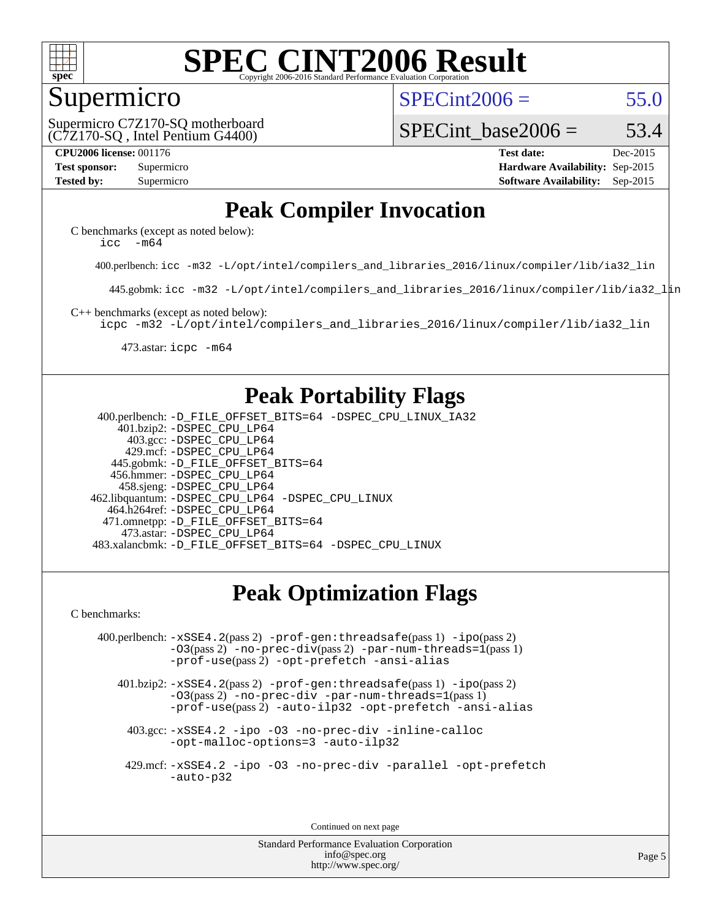# SPEC CINT2006 Result

## Supermicro

Supermicro C7Z170-SQ motherboard (C7Z170-SQ , Intel Pentium G4400)

SPECint2006 = 55.0

SPECint_base2006 = 53.4

**CPU2006 license:** 001176
**Test sponsor:** Supermicro
**Tested by:** Supermicro

**Test date:** Dec-2015
**Hardware Availability:** Sep-2015
**Software Availability:** Sep-2015

## Peak Compiler Invocation

C benchmarks (except as noted below):
`icc -m64`

400.perlbench: `icc -m32 -L/opt/intel/compilers_and_libraries_2016/linux/compiler/lib/ia32_lin`

445.gobmk: `icc -m32 -L/opt/intel/compilers_and_libraries_2016/linux/compiler/lib/ia32_lin`

C++ benchmarks (except as noted below):
`icpc -m32 -L/opt/intel/compilers_and_libraries_2016/linux/compiler/lib/ia32_lin`

473.astar: `icpc -m64`

## Peak Portability Flags

400.perlbench: -D_FILE_OFFSET_BITS=64 -DSPEC_CPU_LINUX_IA32
401.bzip2: -DSPEC_CPU_LP64
403.gcc: -DSPEC_CPU_LP64
429.mcf: -DSPEC_CPU_LP64
445.gobmk: -D_FILE_OFFSET_BITS=64
456.hmmer: -DSPEC_CPU_LP64
458.sjeng: -DSPEC_CPU_LP64
462.libquantum: -DSPEC_CPU_LP64 -DSPEC_CPU_LINUX
464.h264ref: -DSPEC_CPU_LP64
471.omnetpp: -D_FILE_OFFSET_BITS=64
473.astar: -DSPEC_CPU_LP64
483.xalancbmk: -D_FILE_OFFSET_BITS=64 -DSPEC_CPU_LINUX

## Peak Optimization Flags

C benchmarks:

400.perlbench: -xSSE4.2(pass 2) -prof-gen:threadsafe(pass 1) -ipo(pass 2) -O3(pass 2) -no-prec-div(pass 2) -par-num-threads=1(pass 1) -prof-use(pass 2) -opt-prefetch -ansi-alias

401.bzip2: -xSSE4.2(pass 2) -prof-gen:threadsafe(pass 1) -ipo(pass 2) -O3(pass 2) -no-prec-div -par-num-threads=1(pass 1) -prof-use(pass 2) -auto-ilp32 -opt-prefetch -ansi-alias

403.gcc: -xSSE4.2 -ipo -O3 -no-prec-div -inline-calloc -opt-malloc-options=3 -auto-ilp32

429.mcf: -xSSE4.2 -ipo -O3 -no-prec-div -parallel -opt-prefetch -auto-p32

Continued on next page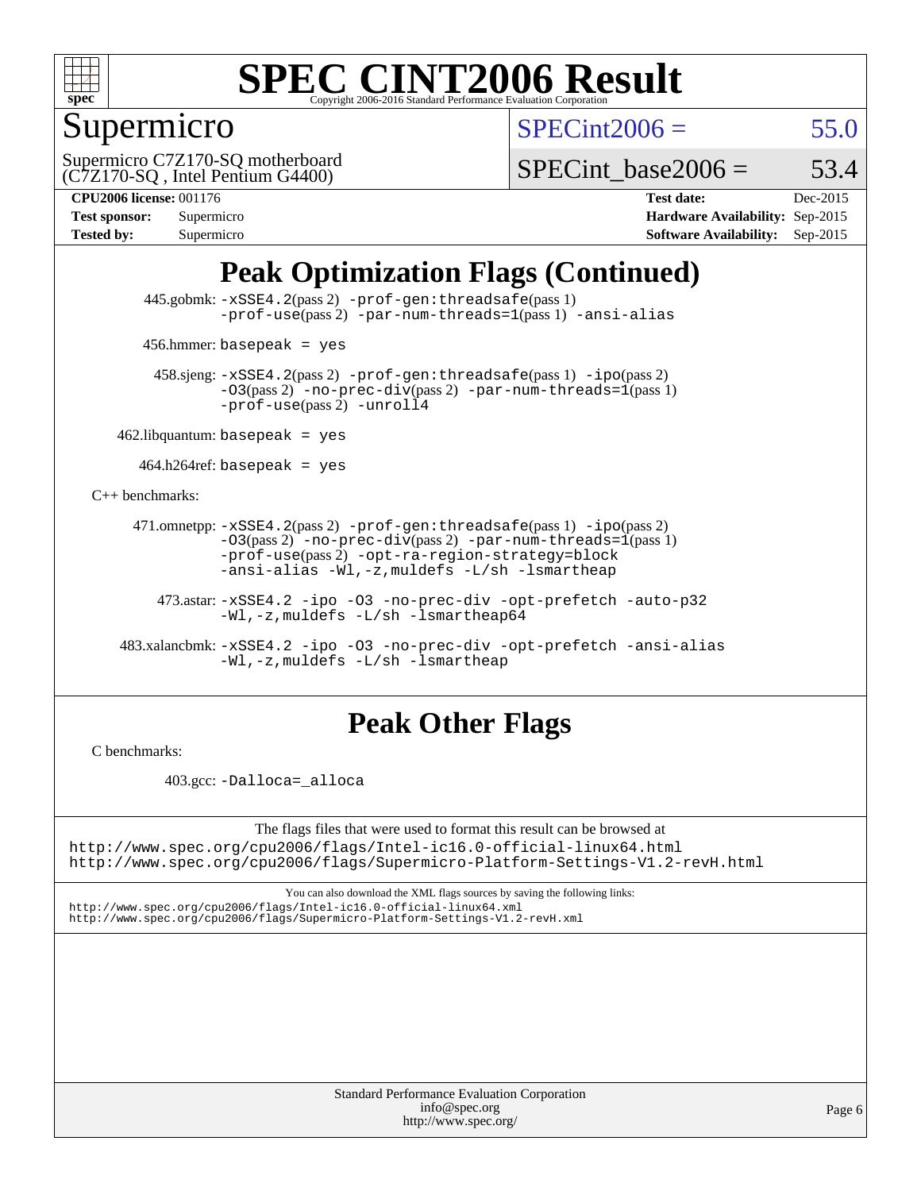# SPEC CINT2006 Result

Copyright 2006-2016 Standard Performance Evaluation Corporation

## Supermicro

Supermicro C7Z170-SQ motherboard
(C7Z170-SQ , Intel Pentium G4400)

SPECint2006 = 55.0

SPECint_base2006 = 53.4

**CPU2006 license:** 001176
**Test sponsor:** Supermicro
**Tested by:** Supermicro

**Test date:** Dec-2015
**Hardware Availability:** Sep-2015
**Software Availability:** Sep-2015

## Peak Optimization Flags (Continued)

445.gobmk: `-xSSE4.2`(pass 2) `-prof-gen:threadsafe`(pass 1) `-prof-use`(pass 2) `-par-num-threads=1`(pass 1) `-ansi-alias`

456.hmmer: `basepeak = yes`

458.sjeng: `-xSSE4.2`(pass 2) `-prof-gen:threadsafe`(pass 1) `-ipo`(pass 2) `-O3`(pass 2) `-no-prec-div`(pass 2) `-par-num-threads=1`(pass 1) `-prof-use`(pass 2) `-unroll4`

462.libquantum: `basepeak = yes`

464.h264ref: `basepeak = yes`

C++ benchmarks:

471.omnetpp: `-xSSE4.2`(pass 2) `-prof-gen:threadsafe`(pass 1) `-ipo`(pass 2) `-O3`(pass 2) `-no-prec-div`(pass 2) `-par-num-threads=1`(pass 1) `-prof-use`(pass 2) `-opt-ra-region-strategy=block` `-ansi-alias` `-Wl,-z,muldefs` `-L/sh -lsmartheap`

473.astar: `-xSSE4.2 -ipo -O3 -no-prec-div -opt-prefetch -auto-p32 -Wl,-z,muldefs -L/sh -lsmartheap64`

483.xalancbmk: `-xSSE4.2 -ipo -O3 -no-prec-div -opt-prefetch -ansi-alias -Wl,-z,muldefs -L/sh -lsmartheap`

## Peak Other Flags

C benchmarks:

403.gcc: `-Dalloca=_alloca`

The flags files that were used to format this result can be browsed at
http://www.spec.org/cpu2006/flags/Intel-ic16.0-official-linux64.html
http://www.spec.org/cpu2006/flags/Supermicro-Platform-Settings-V1.2-revH.html

You can also download the XML flags sources by saving the following links:
http://www.spec.org/cpu2006/flags/Intel-ic16.0-official-linux64.xml
http://www.spec.org/cpu2006/flags/Supermicro-Platform-Settings-V1.2-revH.xml

Standard Performance Evaluation Corporation
info@spec.org
http://www.spec.org/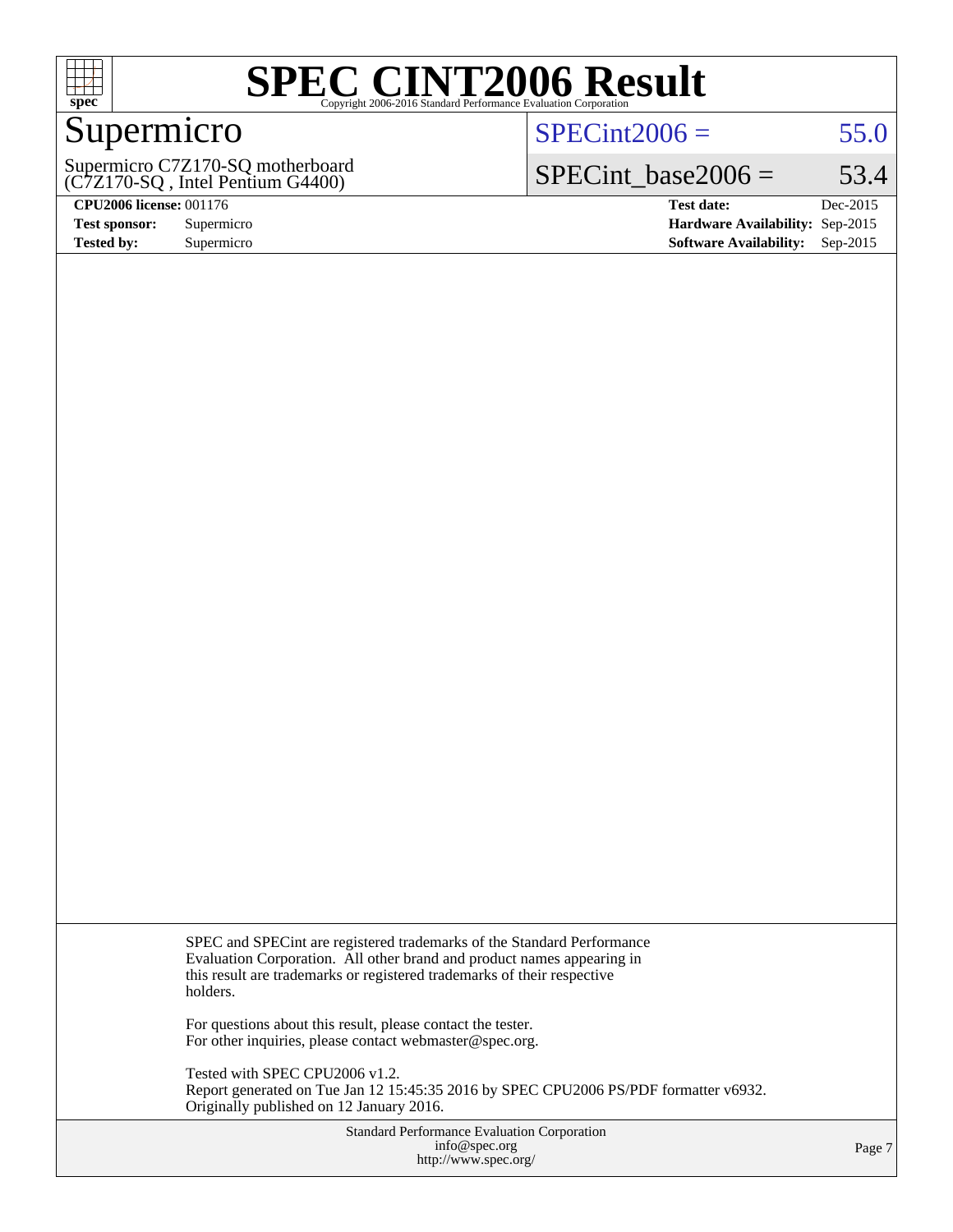# SPEC CINT2006 Result

Copyright 2006-2016 Standard Performance Evaluation Corporation

## Supermicro

Supermicro C7Z170-SQ motherboard
(C7Z170-SQ , Intel Pentium G4400)

SPECint2006 = 55.0

SPECint_base2006 = 53.4

**CPU2006 license:** 001176
**Test sponsor:** Supermicro
**Tested by:** Supermicro

**Test date:** Dec-2015
**Hardware Availability:** Sep-2015
**Software Availability:** Sep-2015

SPEC and SPECint are registered trademarks of the Standard Performance Evaluation Corporation. All other brand and product names appearing in this result are trademarks or registered trademarks of their respective holders.

For questions about this result, please contact the tester.
For other inquiries, please contact webmaster@spec.org.

Tested with SPEC CPU2006 v1.2.
Report generated on Tue Jan 12 15:45:35 2016 by SPEC CPU2006 PS/PDF formatter v6932.
Originally published on 12 January 2016.

Standard Performance Evaluation Corporation
info@spec.org
http://www.spec.org/